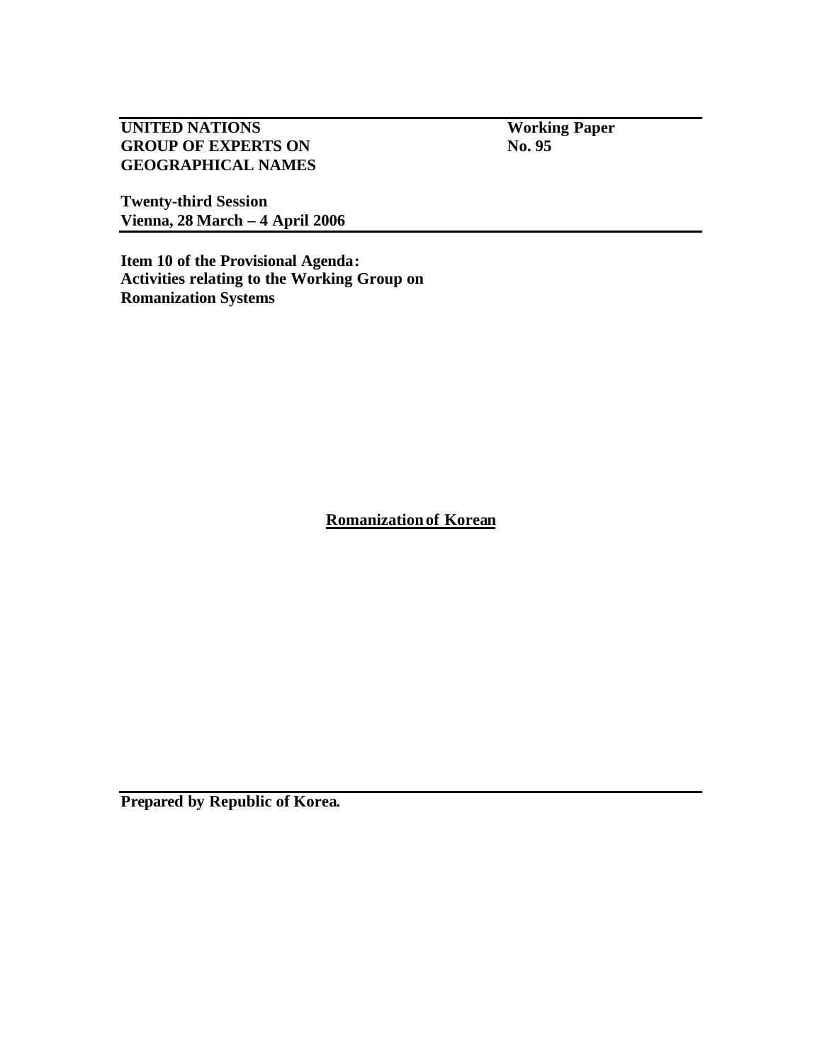**UNITED NATIONS**
**GROUP OF EXPERTS ON**
**GEOGRAPHICAL NAMES**

**Working Paper**
**No. 95**

**Twenty-third Session**
**Vienna, 28 March – 4 April 2006**

**Item 10 of the Provisional Agenda:**
**Activities relating to the Working Group on**
**Romanization Systems**

# Romanization of Korean

**Prepared by Republic of Korea.**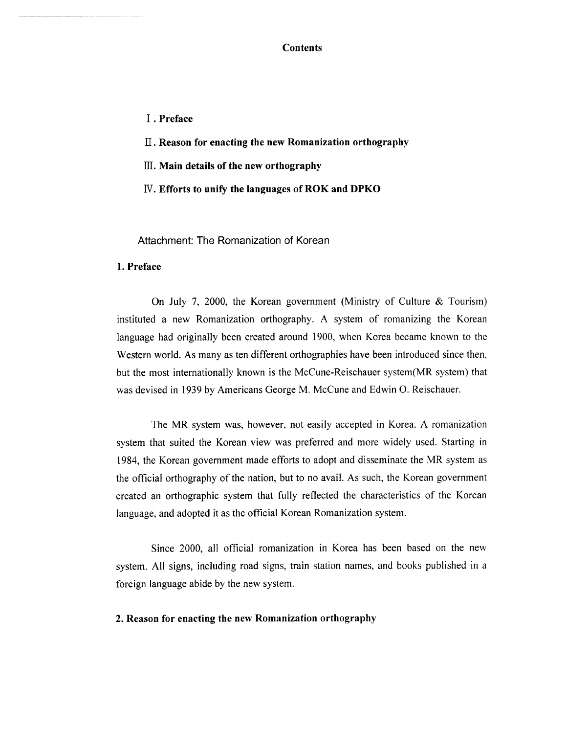**Contents**

**Ⅰ. Preface**

**Ⅱ. Reason for enacting the new Romanization orthography**

**Ⅲ. Main details of the new orthography**

**Ⅳ. Efforts to unify the languages of ROK and DPKO**

Attachment: The Romanization of Korean

## 1. Preface

On July 7, 2000, the Korean government (Ministry of Culture & Tourism) instituted a new Romanization orthography. A system of romanizing the Korean language had originally been created around 1900, when Korea became known to the Western world. As many as ten different orthographies have been introduced since then, but the most internationally known is the McCune-Reischauer system(MR system) that was devised in 1939 by Americans George M. McCune and Edwin O. Reischauer.

The MR system was, however, not easily accepted in Korea. A romanization system that suited the Korean view was preferred and more widely used. Starting in 1984, the Korean government made efforts to adopt and disseminate the MR system as the official orthography of the nation, but to no avail. As such, the Korean government created an orthographic system that fully reflected the characteristics of the Korean language, and adopted it as the official Korean Romanization system.

Since 2000, all official romanization in Korea has been based on the new system. All signs, including road signs, train station names, and books published in a foreign language abide by the new system.

## 2. Reason for enacting the new Romanization orthography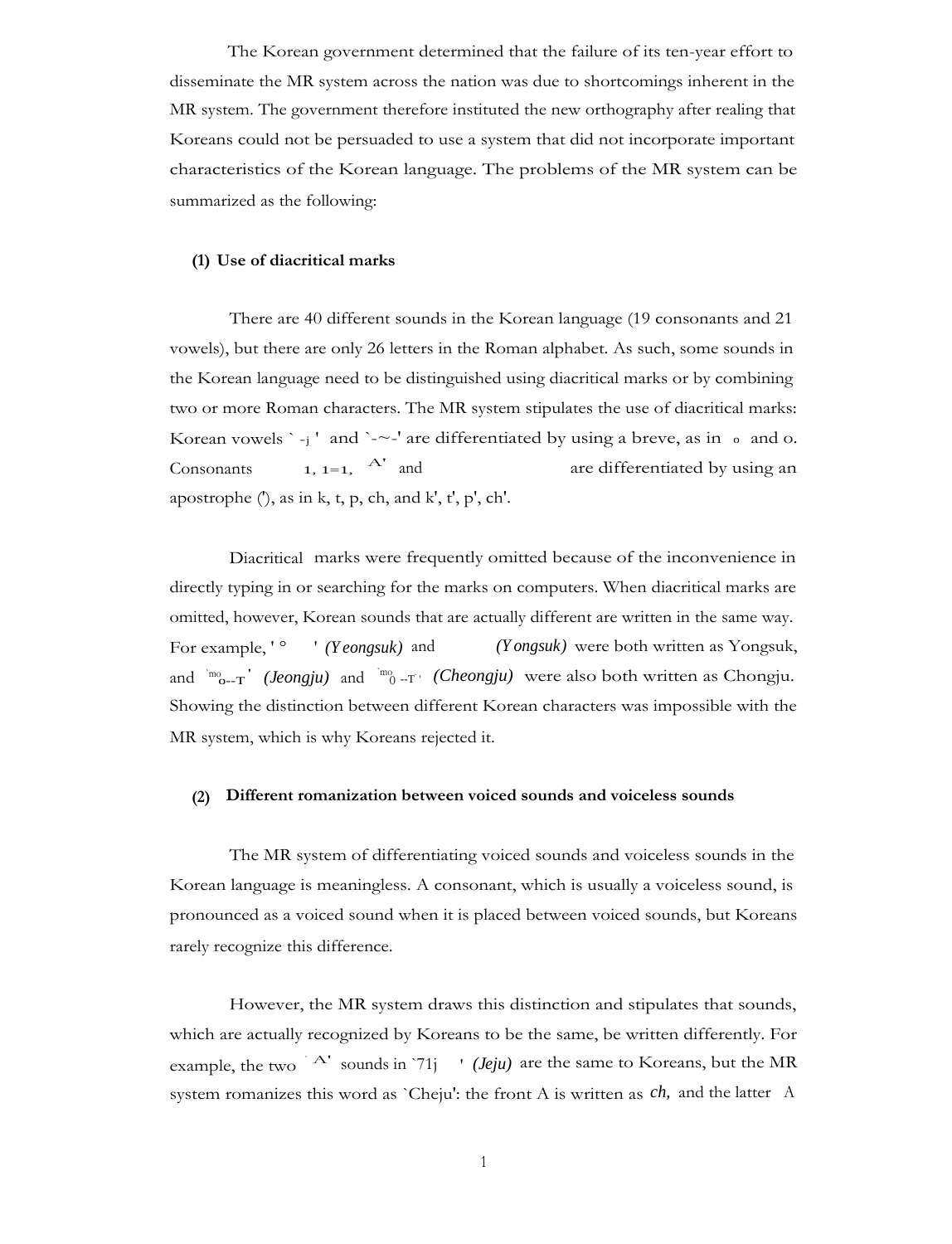The Korean government determined that the failure of its ten-year effort to disseminate the MR system across the nation was due to shortcomings inherent in the MR system. The government therefore instituted the new orthography after realing that Koreans could not be persuaded to use a system that did not incorporate important characteristics of the Korean language. The problems of the MR system can be summarized as the following:

### (1) Use of diacritical marks

There are 40 different sounds in the Korean language (19 consonants and 21 vowels), but there are only 26 letters in the Roman alphabet. As such, some sounds in the Korean language need to be distinguished using diacritical marks or by combining two or more Roman characters. The MR system stipulates the use of diacritical marks: Korean vowels `-j' and `-~-' are differentiated by using a breve, as in o and o. Consonants 1, 1=1, A' and are differentiated by using an apostrophe ('), as in k, t, p, ch, and k', t', p', ch'.

Diacritical marks were frequently omitted because of the inconvenience in directly typing in or searching for the marks on computers. When diacritical marks are omitted, however, Korean sounds that are actually different are written in the same way. For example, '° ' *(Yeongsuk)* and *(Yongsuk)* were both written as Yongsuk, and `mo o--T' *(Jeongju)* and `mo 0 --T' *(Cheongju)* were also both written as Chongju. Showing the distinction between different Korean characters was impossible with the MR system, which is why Koreans rejected it.

### (2) Different romanization between voiced sounds and voiceless sounds

The MR system of differentiating voiced sounds and voiceless sounds in the Korean language is meaningless. A consonant, which is usually a voiceless sound, is pronounced as a voiced sound when it is placed between voiced sounds, but Koreans rarely recognize this difference.

However, the MR system draws this distinction and stipulates that sounds, which are actually recognized by Koreans to be the same, be written differently. For example, the two `A' sounds in `71j ' *(Jeju)* are the same to Koreans, but the MR system romanizes this word as `Cheju': the front A is written as *ch,* and the latter A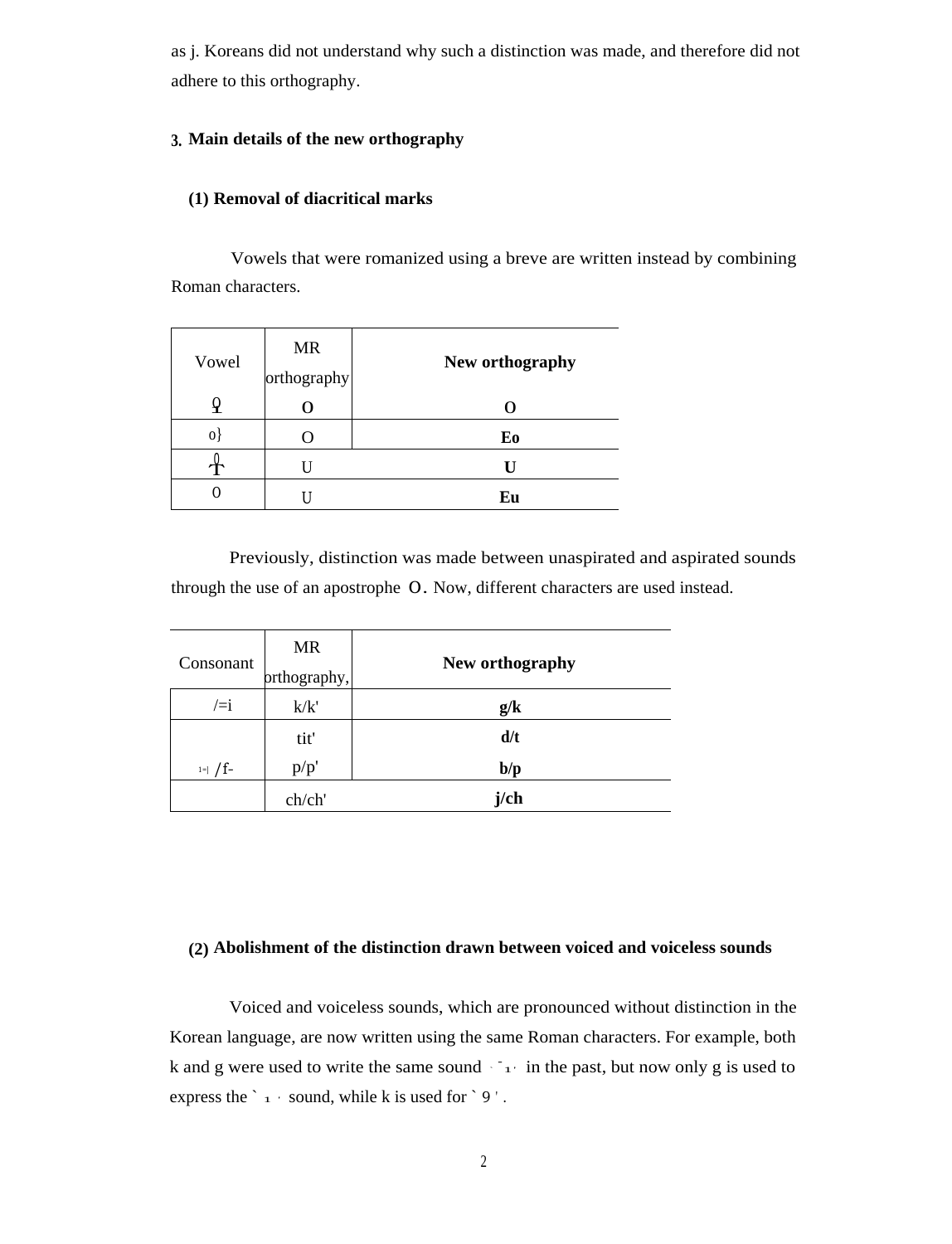as j. Koreans did not understand why such a distinction was made, and therefore did not adhere to this orthography.

## 3. Main details of the new orthography

### (1) Removal of diacritical marks

Vowels that were romanized using a breve are written instead by combining Roman characters.

| Vowel | MR orthography | New orthography |
|---|---|---|
| 오 | O | O |
| 0} | O | Eo |
| 우 | U | U |
| 0 | U | Eu |

Previously, distinction was made between unaspirated and aspirated sounds through the use of an apostrophe O. Now, different characters are used instead.

| Consonant | MR orthography, | New orthography |
|---|---|---|
| /=i | k/k' | g/k |
| | tit' | d/t |
| 1=\| /f- | p/p' | b/p |
| | ch/ch' | j/ch |

### (2) Abolishment of the distinction drawn between voiced and voiceless sounds

Voiced and voiceless sounds, which are pronounced without distinction in the Korean language, are now written using the same Roman characters. For example, both k and g were used to write the same sound ' ¯1' in the past, but now only g is used to express the ' 1 ' sound, while k is used for ' 9 ' .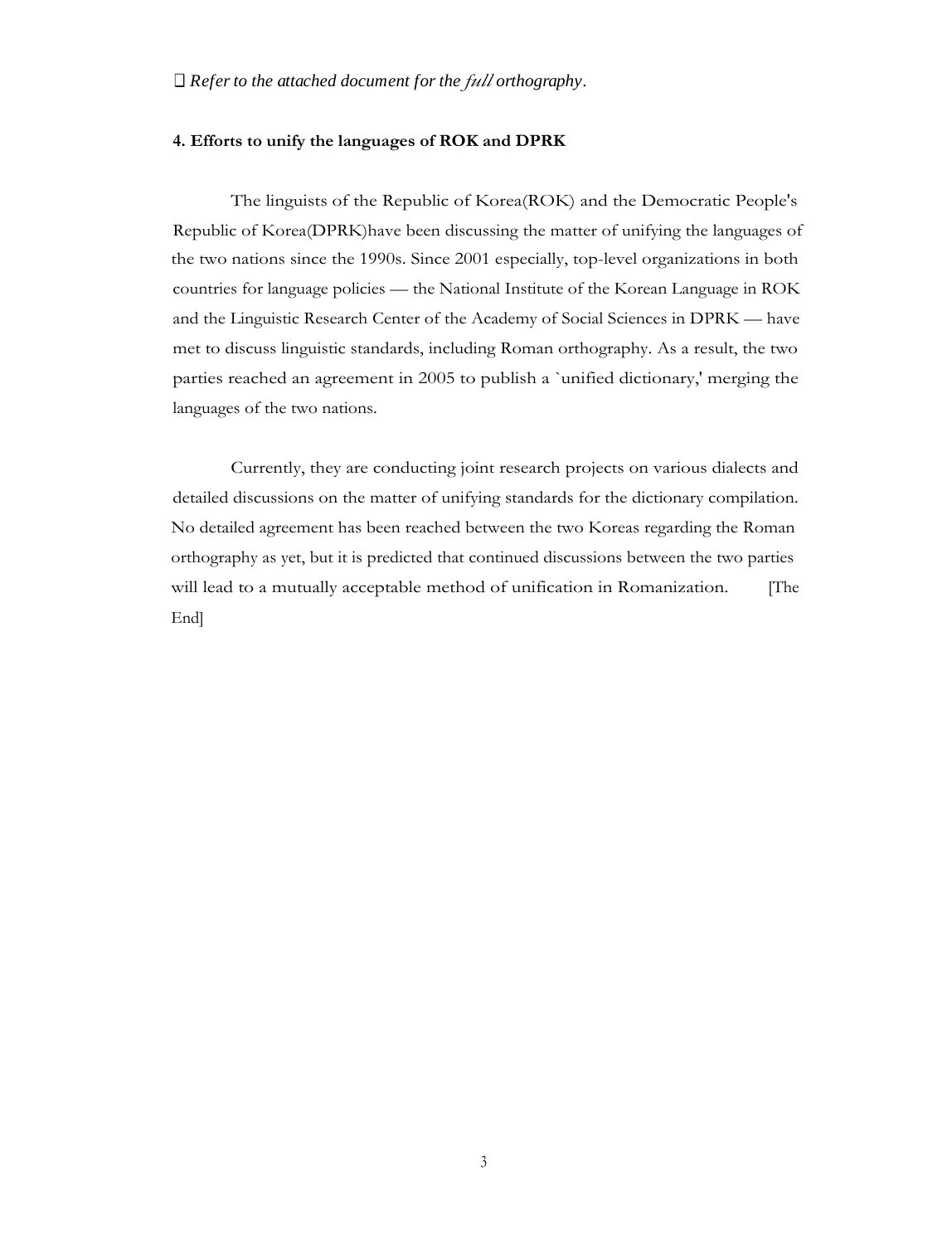□ *Refer to the attached document for the full orthography.*

**4. Efforts to unify the languages of ROK and DPRK**

The linguists of the Republic of Korea(ROK) and the Democratic People's Republic of Korea(DPRK)have been discussing the matter of unifying the languages of the two nations since the 1990s. Since 2001 especially, top-level organizations in both countries for language policies — the National Institute of the Korean Language in ROK and the Linguistic Research Center of the Academy of Social Sciences in DPRK — have met to discuss linguistic standards, including Roman orthography. As a result, the two parties reached an agreement in 2005 to publish a `unified dictionary,' merging the languages of the two nations.

Currently, they are conducting joint research projects on various dialects and detailed discussions on the matter of unifying standards for the dictionary compilation. No detailed agreement has been reached between the two Koreas regarding the Roman orthography as yet, but it is predicted that continued discussions between the two parties will lead to a mutually acceptable method of unification in Romanization. [The End]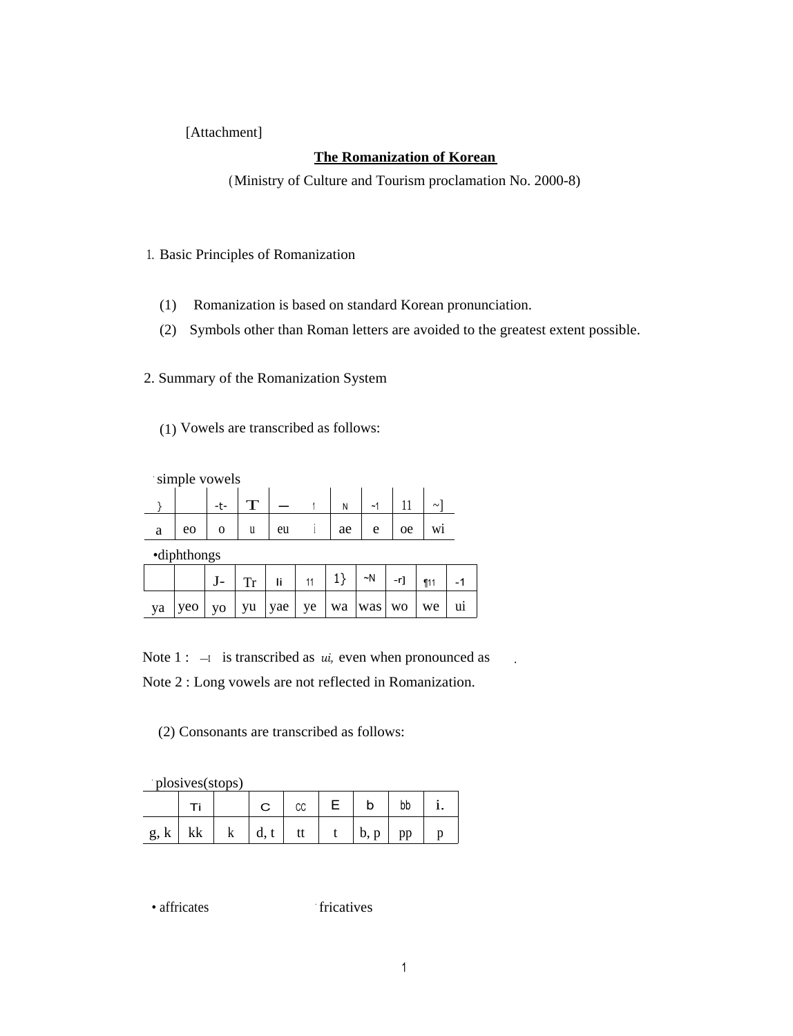[Attachment]

**The Romanization of Korean**

(Ministry of Culture and Tourism proclamation No. 2000-8)

1. Basic Principles of Romanization

(1) Romanization is based on standard Korean pronunciation.

(2) Symbols other than Roman letters are avoided to the greatest extent possible.

2. Summary of the Romanization System

(1) Vowels are transcribed as follows:

· simple vowels

| } | | -t- | T | — | l | N | ~1 | 11 | ~] |
|---|---|---|---|---|---|---|---|---|---|
| a | eo | o | u | eu | i | ae | e | oe | wi |

•diphthongs

| | | J- | Tr | li | 11 | 1} | ~N | -r] | ¶11 | -1 |
|---|---|---|---|---|---|---|---|---|---|---|
| ya | yeo | yo | yu | yae | ye | wa | was | wo | we | ui |

Note 1 : —I is transcribed as *ui,* even when pronounced as .

Note 2 : Long vowels are not reflected in Romanization.

(2) Consonants are transcribed as follows:

· plosives(stops)

| | Ti | | C | CC | E | b | bb | i. |
|---|---|---|---|---|---|---|---|---|
| g, k | kk | k | d, t | tt | t | b, p | pp | p |

• affricates

· fricatives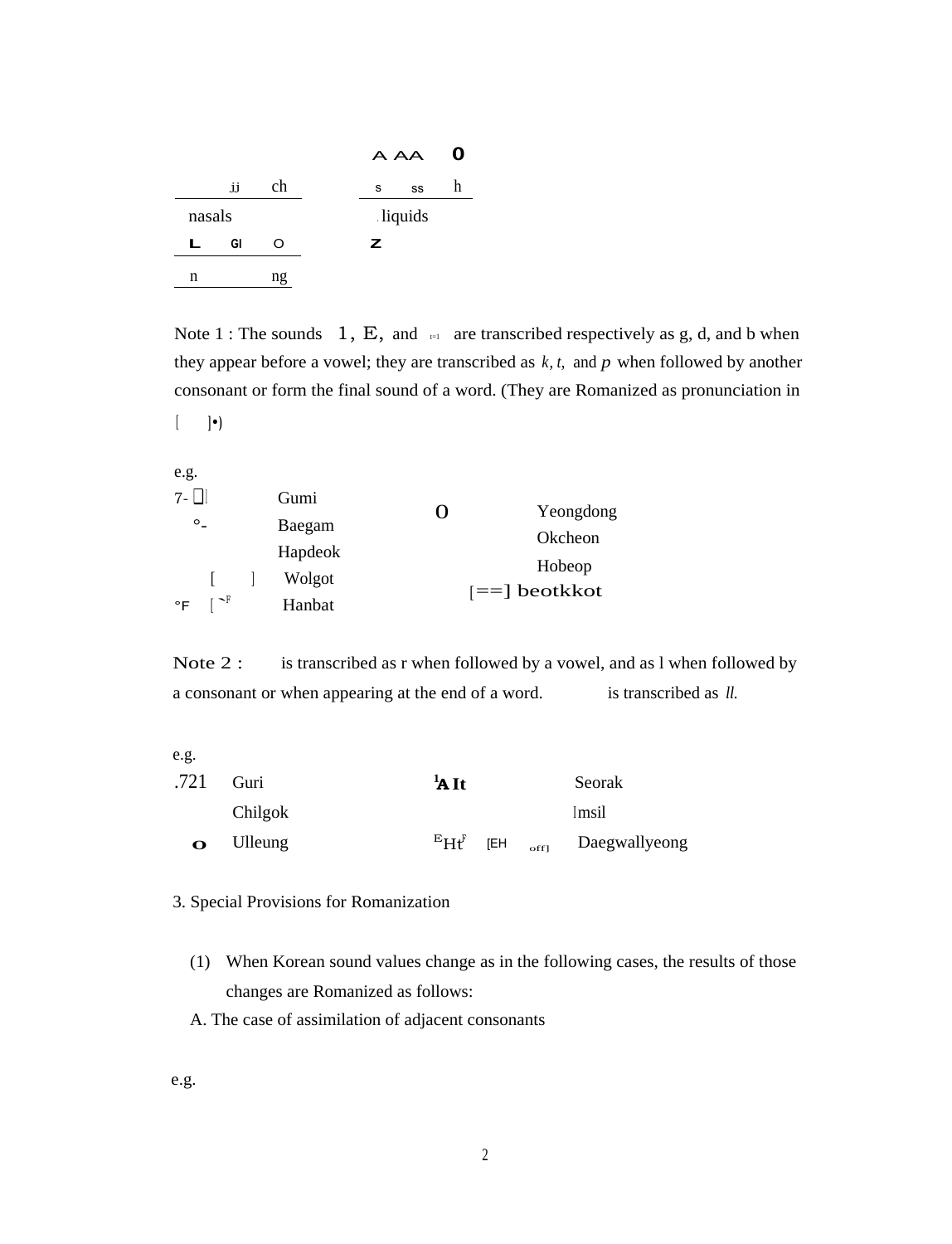| | | | | | | |
|---|---|---|---|---|---|---|
| | | | | A AA | | 0 |
| | ,ij | ch | | s | ss | h |

| nasals | | | | . liquids |
|---|---|---|---|---|
| L | GI | O | | Z |
| n | | ng | | |

Note 1 : The sounds 1, E, and [=1 are transcribed respectively as g, d, and b when they appear before a vowel; they are transcribed as *k, t,* and *p* when followed by another consonant or form the final sound of a word. (They are Romanized as pronunciation in [ ]•)

e.g.

| | | | |
|---|---|---|---|
| 7- | Gumi | O | Yeongdong |
| °- | Baegam | | Okcheon |
| | Hapdeok | | Hobeop |
| [ ] | Wolgot | [==] | beotkkot |
| °F [ | Hanbat | | |

Note 2 : is transcribed as r when followed by a vowel, and as l when followed by a consonant or when appearing at the end of a word. is transcribed as *ll.*

e.g.

| | | | |
|---|---|---|---|
| .721 | Guri | 1A It | Seorak |
| | Chilgok | | Imsil |
| o | Ulleung | EHt [EH off] | Daegwallyeong |

3. Special Provisions for Romanization

(1) When Korean sound values change as in the following cases, the results of those changes are Romanized as follows:

A. The case of assimilation of adjacent consonants

e.g.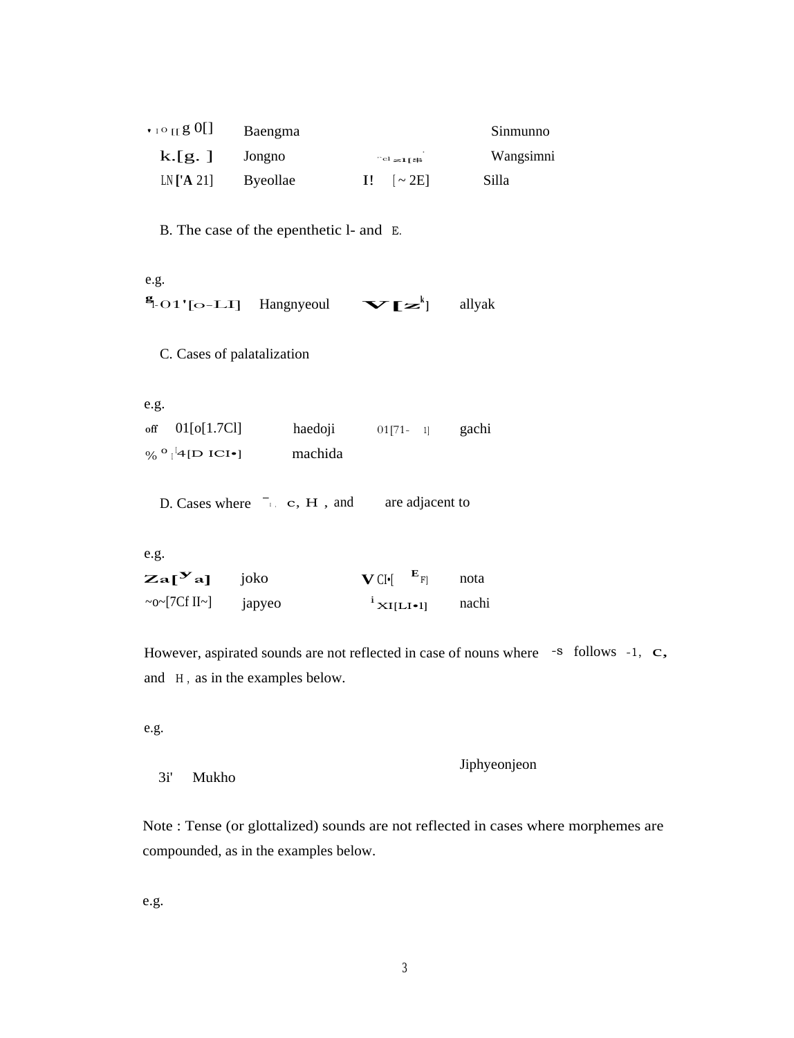| | | | |
|---|---|---|---|
| ▾ı O [[ g 0[] | Baengma | | Sinmunno |
| k.[g. ] | Jongno | ·· cl ≥ı[$ | Wangsimni |
| LN['A 21] | Byeollae | I! [ ~ 2E] | Silla |

B. The case of the epenthetic l- and E.

e.g.

| | | | |
|---|---|---|---|
| g1-O1'[o-LI] | Hangnyeoul | V[z k] | allyak |

C. Cases of palatalization

e.g.

| | | | |
|---|---|---|---|
| off 01[o[1.7Cl] | haedoji | 01[71- 1] | gachi |
| % o ı ⌊4[D ICI•] | machida | | |

D. Cases where ¯ı , c, H , and are adjacent to

e.g.

| | | | |
|---|---|---|---|
| Za[y a] | joko | V Cl•[ E F] | nota |
| ~o~[7Cf II~] | japyeo | i XI[LI•1] | nachi |

However, aspirated sounds are not reflected in case of nouns where -s follows -1, c, and H , as in the examples below.

e.g.

3i' Mukho

Jiphyeonjeon

Note : Tense (or glottalized) sounds are not reflected in cases where morphemes are compounded, as in the examples below.

e.g.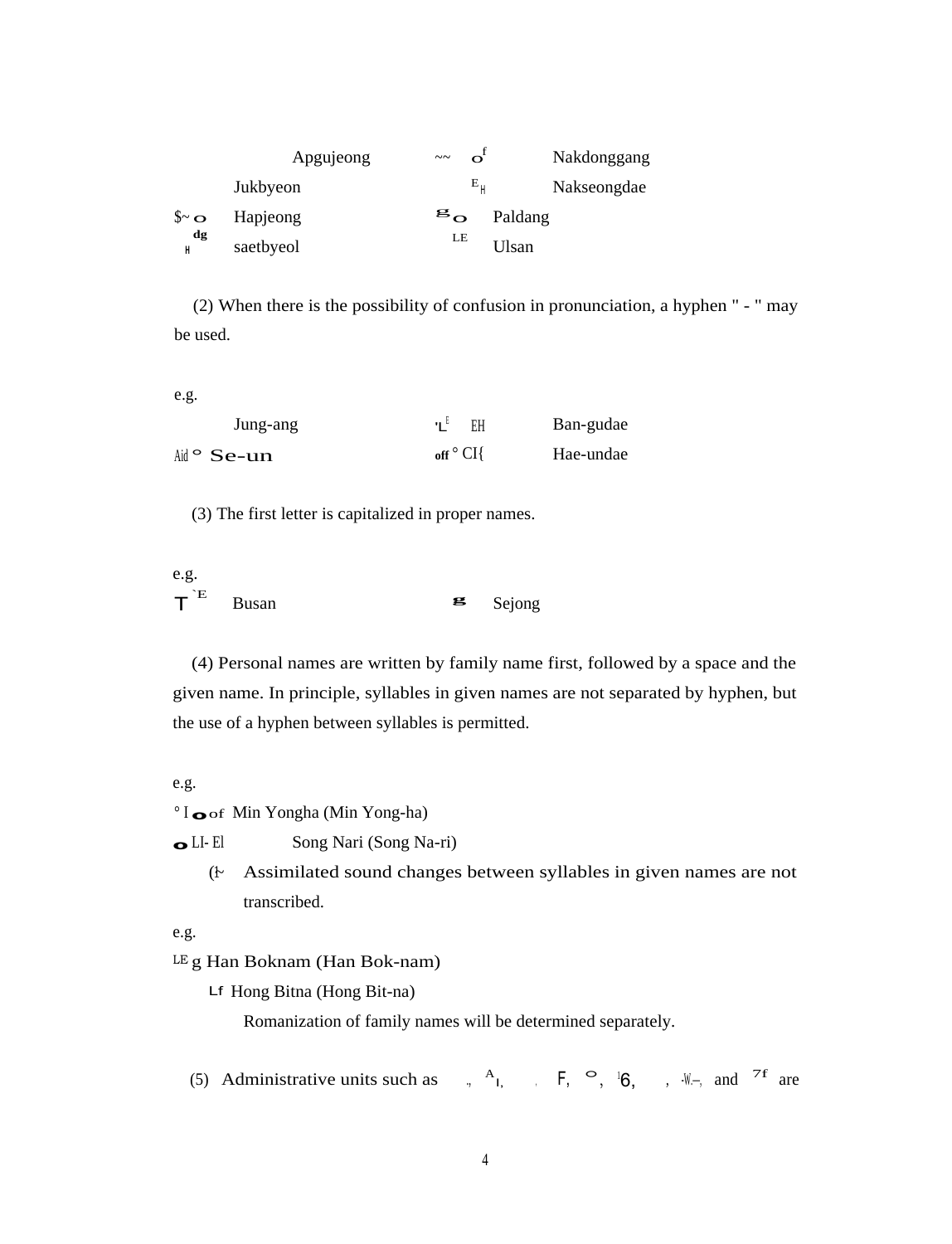| | | | |
|---|---|---|---|
| | Apgujeong | ~~ of | Nakdonggang |
| | Jukbyeon | EH | Nakseongdae |
| $~ o | Hapjeong | g o | Paldang |
| dg H | saetbyeol | LE | Ulsan |

(2) When there is the possibility of confusion in pronunciation, a hyphen " - " may be used.

e.g.

| | | | |
|---|---|---|---|
| | Jung-ang | 'L EH | Ban-gudae |
| Aid ° | Se-un | off ° CI{ | Hae-undae |

(3) The first letter is capitalized in proper names.

e.g.

| | | | |
|---|---|---|---|
| T `E | Busan | g | Sejong |

(4) Personal names are written by family name first, followed by a space and the given name. In principle, syllables in given names are not separated by hyphen, but the use of a hyphen between syllables is permitted.

e.g.

° I o of Min Yongha (Min Yong-ha)

o LI- El Song Nari (Song Na-ri)

(!~ Assimilated sound changes between syllables in given names are not transcribed.

e.g.

LE g Han Boknam (Han Bok-nam)

Lf Hong Bitna (Hong Bit-na)

Romanization of family names will be determined separately.

(5) Administrative units such as „ AI, , F, °, 6, , -W.—, and 7f are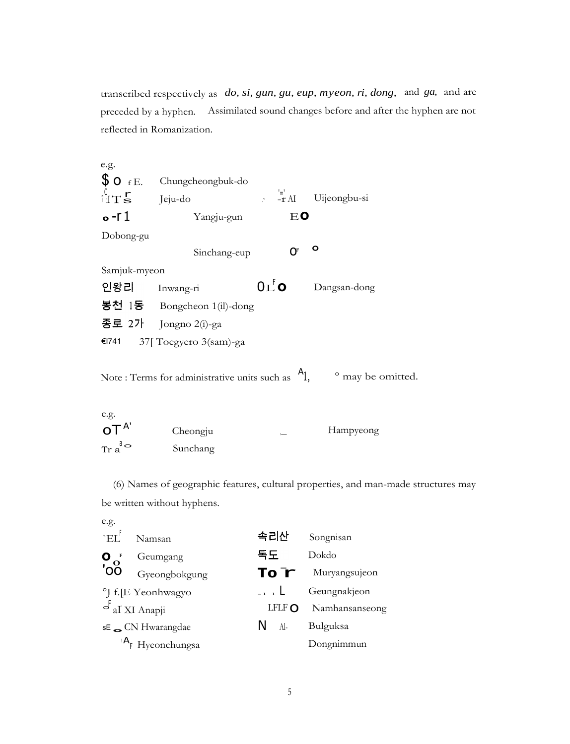transcribed respectively as *do, si, gun, gu, eup, myeon, ri, dong,* and *ga,* and are preceded by a hyphen. Assimilated sound changes before and after the hyphen are not reflected in Romanization.

e.g.

| | | | |
|---|---|---|---|
| $ o f E. | Chungcheongbuk-do | | |
| il T s | Jeju-do | -r AI | Uijeongbu-si |
| o -r 1 | Yangju-gun | E o | Dobong-gu |
| | Sinchang-eup | o o | Samjuk-myeon |
| 인왕리 | Inwang-ri | 0 L o | Dangsan-dong |
| 봉천 1동 | Bongcheon 1(il)-dong | | |
| 종로 2가 | Jongno 2(i)-ga | | |
| €I741 | 37[ Toegyero 3(sam)-ga | | |

Note : Terms for administrative units such as A1, ° may be omitted.

e.g.

| | | | |
|---|---|---|---|
| oT A' | Cheongju | _ | Hampyeong |
| Tr a o | Sunchang | | |

(6) Names of geographic features, cultural properties, and man-made structures may be written without hyphens.

e.g.

| | | | |
|---|---|---|---|
| `EL | Namsan | 속리산 | Songnisan |
| o o | Geumgang | 독도 | Dokdo |
| 'oo | Gyeongbokgung | To r | Muryangsujeon |
| °J f.[E | Yeonhwagyo | L | Geungnakjeon |
| aI XI | Anapji | LFLF o | Namhansanseong |
| sE o CN | Hwarangdae | N Al- | Bulguksa |
| A | Hyeonchungsa | | Dongnimmun |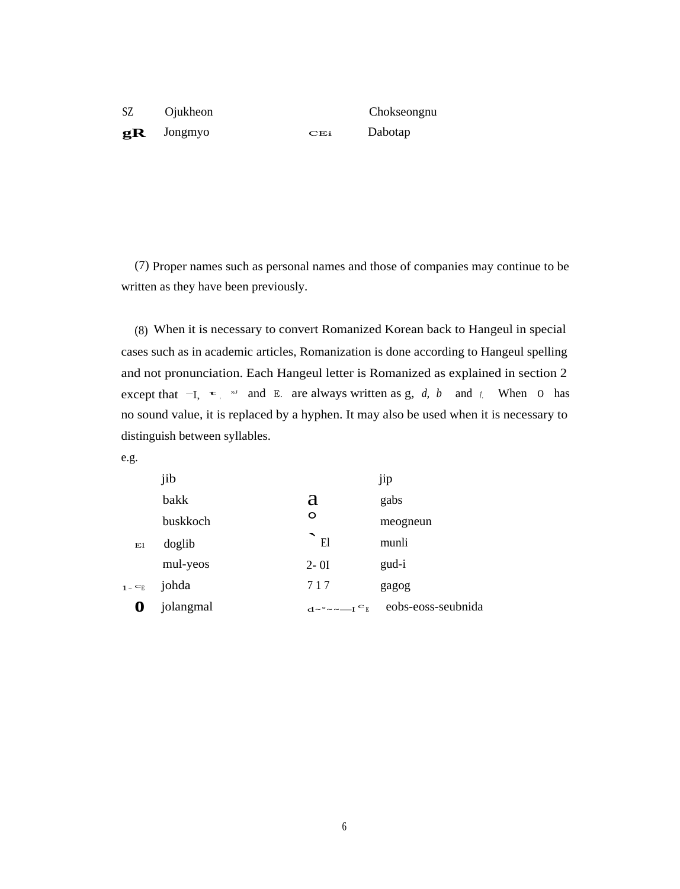| | | | |
|---|---|---|---|
| SZ | Ojukheon | | Chokseongnu |
| gR | Jongmyo | CEi | Dabotap |

(7) Proper names such as personal names and those of companies may continue to be written as they have been previously.

(8) When it is necessary to convert Romanized Korean back to Hangeul in special cases such as in academic articles, Romanization is done according to Hangeul spelling and not pronunciation. Each Hangeul letter is Romanized as explained in section 2 except that ─I, ㄷ, ㅂ and E. are always written as g, *d*, *b* and *l*. When O has no sound value, it is replaced by a hyphen. It may also be used when it is necessary to distinguish between syllables.

e.g.

| | | | |
|---|---|---|---|
| | jib | | jip |
| | bakk | a | gabs |
| | buskkoch | ° | meogneun |
| El | doglib | ` El | munli |
| | mul-yeos | 2- 0I | gud-i |
| 1 - CE | johda | 7 1 7 | gagog |
| 0 | jolangmal | d~°~~—I CE | eobs-eoss-seubnida |